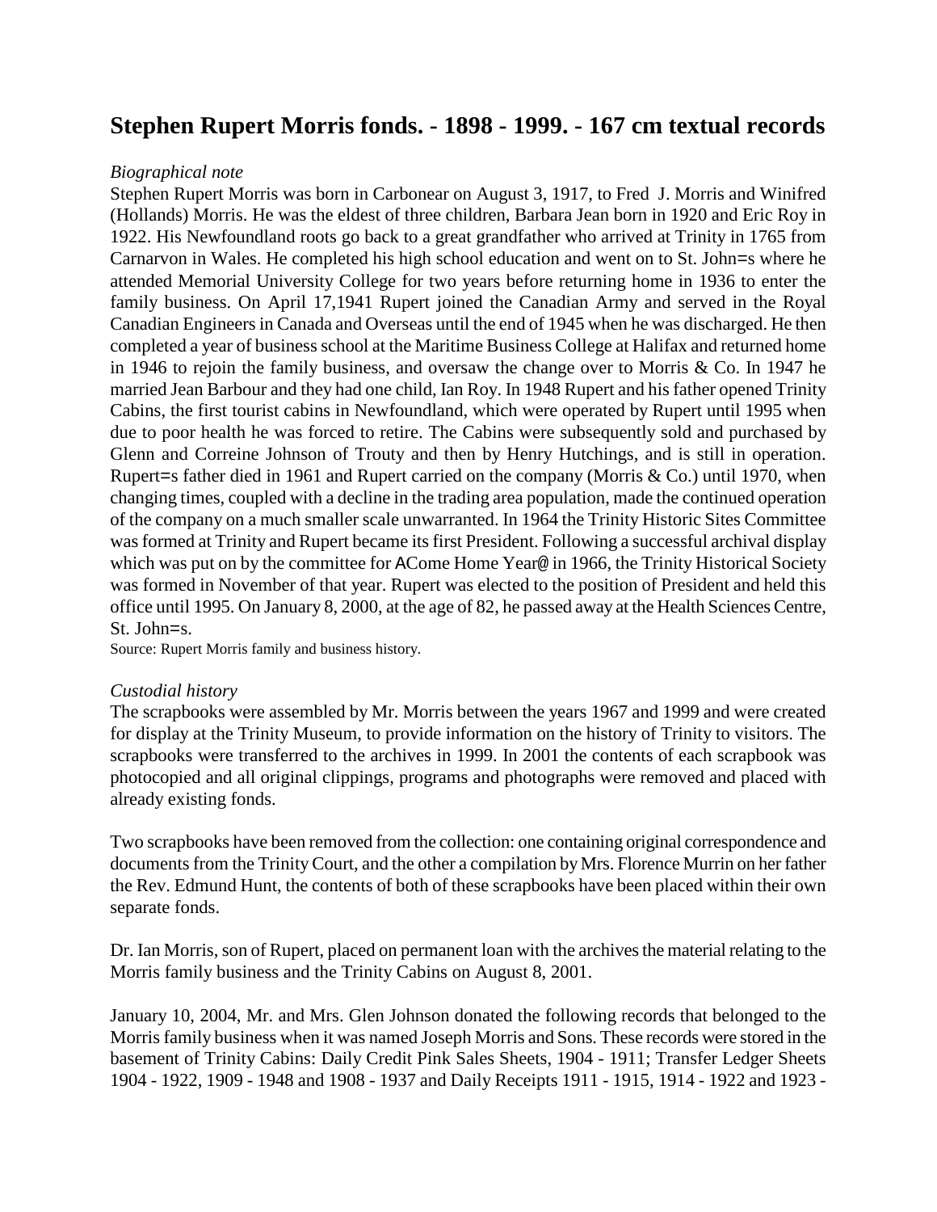# Stephen Rupert Morris fonds. - 1898 - 1999. - 167 cm textual records

*Biographical note*

Stephen Rupert Morris was born in Carbonear on August 3, 1917, to Fred J. Morris and Winifred (Hollands) Morris. He was the eldest of three children, Barbara Jean born in 1920 and Eric Roy in 1922. His Newfoundland roots go back to a great grandfather who arrived at Trinity in 1765 from Carnarvon in Wales. He completed his high school education and went on to St. John=s where he attended Memorial University College for two years before returning home in 1936 to enter the family business. On April 17,1941 Rupert joined the Canadian Army and served in the Royal Canadian Engineers in Canada and Overseas until the end of 1945 when he was discharged. He then completed a year of business school at the Maritime Business College at Halifax and returned home in 1946 to rejoin the family business, and oversaw the change over to Morris & Co. In 1947 he married Jean Barbour and they had one child, Ian Roy. In 1948 Rupert and his father opened Trinity Cabins, the first tourist cabins in Newfoundland, which were operated by Rupert until 1995 when due to poor health he was forced to retire. The Cabins were subsequently sold and purchased by Glenn and Correine Johnson of Trouty and then by Henry Hutchings, and is still in operation. Rupert=s father died in 1961 and Rupert carried on the company (Morris & Co.) until 1970, when changing times, coupled with a decline in the trading area population, made the continued operation of the company on a much smaller scale unwarranted. In 1964 the Trinity Historic Sites Committee was formed at Trinity and Rupert became its first President. Following a successful archival display which was put on by the committee for ACome Home Year@ in 1966, the Trinity Historical Society was formed in November of that year. Rupert was elected to the position of President and held this office until 1995. On January 8, 2000, at the age of 82, he passed away at the Health Sciences Centre, St. John=s.

Source: Rupert Morris family and business history.

*Custodial history*

The scrapbooks were assembled by Mr. Morris between the years 1967 and 1999 and were created for display at the Trinity Museum, to provide information on the history of Trinity to visitors. The scrapbooks were transferred to the archives in 1999. In 2001 the contents of each scrapbook was photocopied and all original clippings, programs and photographs were removed and placed with already existing fonds.

Two scrapbooks have been removed from the collection: one containing original correspondence and documents from the Trinity Court, and the other a compilation by Mrs. Florence Murrin on her father the Rev. Edmund Hunt, the contents of both of these scrapbooks have been placed within their own separate fonds.

Dr. Ian Morris, son of Rupert, placed on permanent loan with the archives the material relating to the Morris family business and the Trinity Cabins on August 8, 2001.

January 10, 2004, Mr. and Mrs. Glen Johnson donated the following records that belonged to the Morris family business when it was named Joseph Morris and Sons. These records were stored in the basement of Trinity Cabins: Daily Credit Pink Sales Sheets, 1904 - 1911; Transfer Ledger Sheets 1904 - 1922, 1909 - 1948 and 1908 - 1937 and Daily Receipts 1911 - 1915, 1914 - 1922 and 1923 -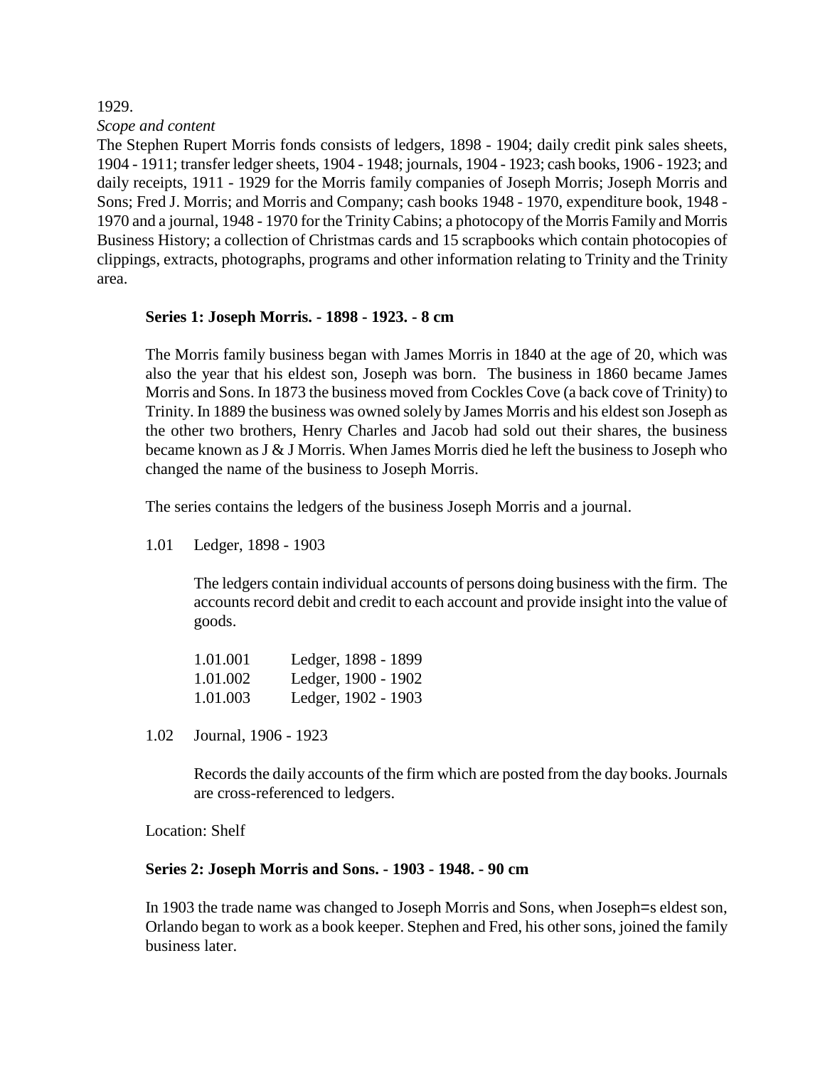1929.

*Scope and content*

The Stephen Rupert Morris fonds consists of ledgers, 1898 - 1904; daily credit pink sales sheets, 1904 - 1911; transfer ledger sheets, 1904 - 1948; journals, 1904 - 1923; cash books, 1906 - 1923; and daily receipts, 1911 - 1929 for the Morris family companies of Joseph Morris; Joseph Morris and Sons; Fred J. Morris; and Morris and Company; cash books 1948 - 1970, expenditure book, 1948 - 1970 and a journal, 1948 - 1970 for the Trinity Cabins; a photocopy of the Morris Family and Morris Business History; a collection of Christmas cards and 15 scrapbooks which contain photocopies of clippings, extracts, photographs, programs and other information relating to Trinity and the Trinity area.

**Series 1: Joseph Morris. - 1898 - 1923. - 8 cm**

The Morris family business began with James Morris in 1840 at the age of 20, which was also the year that his eldest son, Joseph was born. The business in 1860 became James Morris and Sons. In 1873 the business moved from Cockles Cove (a back cove of Trinity) to Trinity. In 1889 the business was owned solely by James Morris and his eldest son Joseph as the other two brothers, Henry Charles and Jacob had sold out their shares, the business became known as J & J Morris. When James Morris died he left the business to Joseph who changed the name of the business to Joseph Morris.

The series contains the ledgers of the business Joseph Morris and a journal.

1.01 Ledger, 1898 - 1903

The ledgers contain individual accounts of persons doing business with the firm. The accounts record debit and credit to each account and provide insight into the value of goods.

1.01.001 Ledger, 1898 - 1899
1.01.002 Ledger, 1900 - 1902
1.01.003 Ledger, 1902 - 1903

1.02 Journal, 1906 - 1923

Records the daily accounts of the firm which are posted from the day books. Journals are cross-referenced to ledgers.

Location: Shelf

**Series 2: Joseph Morris and Sons. - 1903 - 1948. - 90 cm**

In 1903 the trade name was changed to Joseph Morris and Sons, when Joseph=s eldest son, Orlando began to work as a book keeper. Stephen and Fred, his other sons, joined the family business later.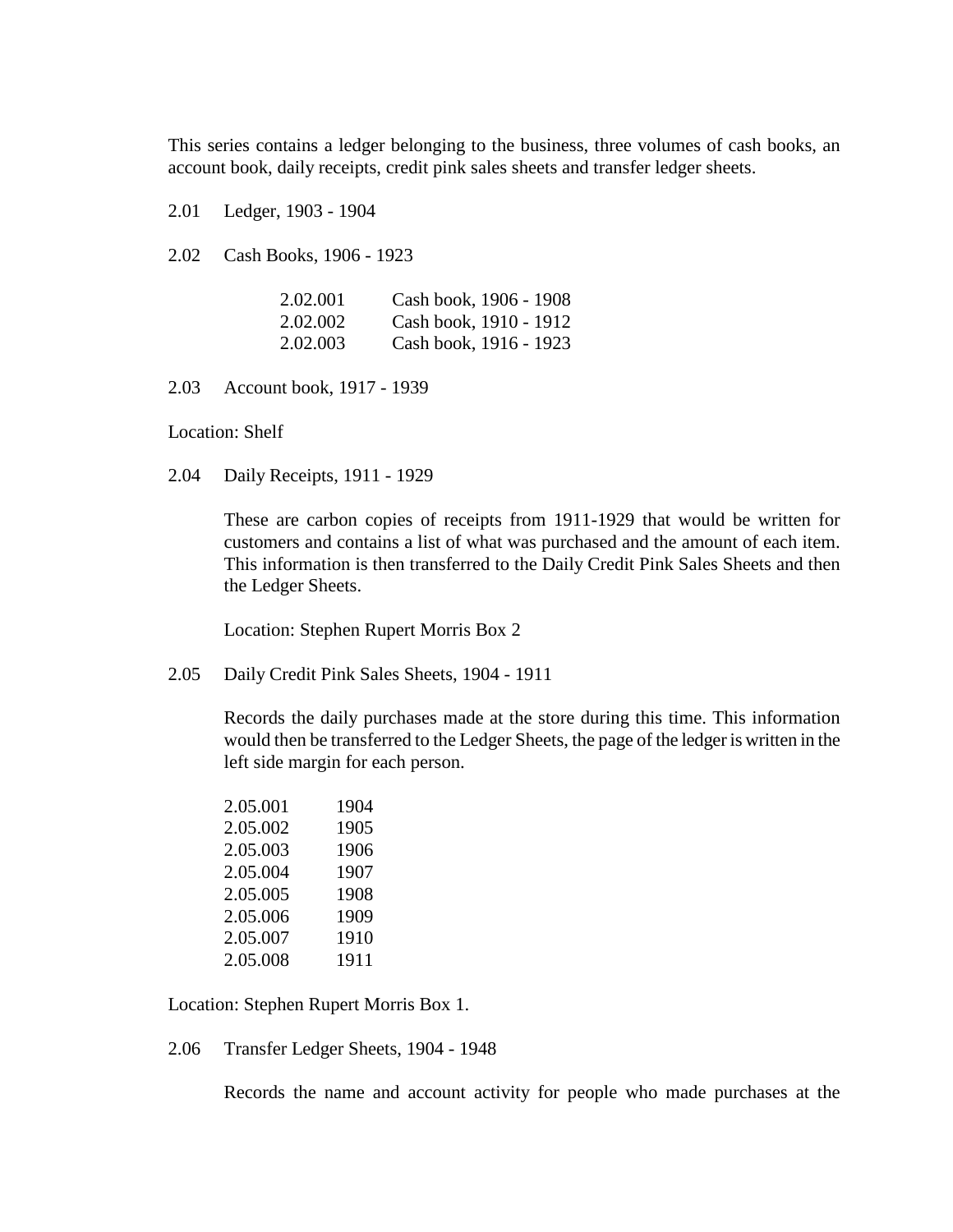This series contains a ledger belonging to the business, three volumes of cash books, an account book, daily receipts, credit pink sales sheets and transfer ledger sheets.

2.01 Ledger, 1903 - 1904

2.02 Cash Books, 1906 - 1923

2.02.001 Cash book, 1906 - 1908
2.02.002 Cash book, 1910 - 1912
2.02.003 Cash book, 1916 - 1923

2.03 Account book, 1917 - 1939

Location: Shelf

2.04 Daily Receipts, 1911 - 1929

These are carbon copies of receipts from 1911-1929 that would be written for customers and contains a list of what was purchased and the amount of each item. This information is then transferred to the Daily Credit Pink Sales Sheets and then the Ledger Sheets.

Location: Stephen Rupert Morris Box 2

2.05 Daily Credit Pink Sales Sheets, 1904 - 1911

Records the daily purchases made at the store during this time. This information would then be transferred to the Ledger Sheets, the page of the ledger is written in the left side margin for each person.

2.05.001 1904
2.05.002 1905
2.05.003 1906
2.05.004 1907
2.05.005 1908
2.05.006 1909
2.05.007 1910
2.05.008 1911

Location: Stephen Rupert Morris Box 1.

2.06 Transfer Ledger Sheets, 1904 - 1948

Records the name and account activity for people who made purchases at the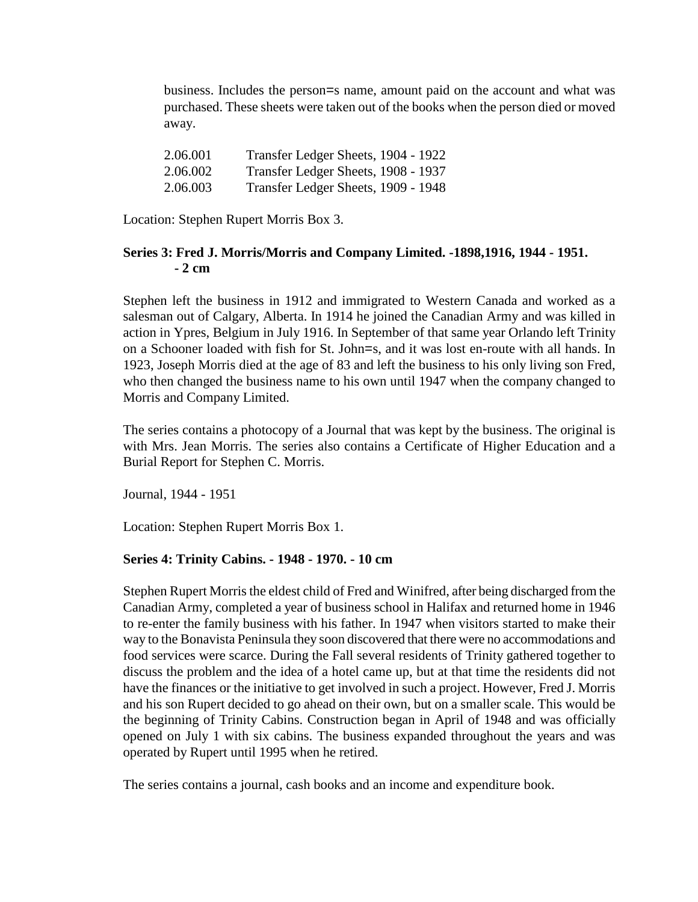business. Includes the person=s name, amount paid on the account and what was purchased. These sheets were taken out of the books when the person died or moved away.

| | |
|---|---|
| 2.06.001 | Transfer Ledger Sheets, 1904 - 1922 |
| 2.06.002 | Transfer Ledger Sheets, 1908 - 1937 |
| 2.06.003 | Transfer Ledger Sheets, 1909 - 1948 |

Location: Stephen Rupert Morris Box 3.

**Series 3: Fred J. Morris/Morris and Company Limited. -1898,1916, 1944 - 1951. - 2 cm**

Stephen left the business in 1912 and immigrated to Western Canada and worked as a salesman out of Calgary, Alberta. In 1914 he joined the Canadian Army and was killed in action in Ypres, Belgium in July 1916. In September of that same year Orlando left Trinity on a Schooner loaded with fish for St. John=s, and it was lost en-route with all hands. In 1923, Joseph Morris died at the age of 83 and left the business to his only living son Fred, who then changed the business name to his own until 1947 when the company changed to Morris and Company Limited.

The series contains a photocopy of a Journal that was kept by the business. The original is with Mrs. Jean Morris. The series also contains a Certificate of Higher Education and a Burial Report for Stephen C. Morris.

Journal, 1944 - 1951

Location: Stephen Rupert Morris Box 1.

**Series 4: Trinity Cabins. - 1948 - 1970. - 10 cm**

Stephen Rupert Morris the eldest child of Fred and Winifred, after being discharged from the Canadian Army, completed a year of business school in Halifax and returned home in 1946 to re-enter the family business with his father. In 1947 when visitors started to make their way to the Bonavista Peninsula they soon discovered that there were no accommodations and food services were scarce. During the Fall several residents of Trinity gathered together to discuss the problem and the idea of a hotel came up, but at that time the residents did not have the finances or the initiative to get involved in such a project. However, Fred J. Morris and his son Rupert decided to go ahead on their own, but on a smaller scale. This would be the beginning of Trinity Cabins. Construction began in April of 1948 and was officially opened on July 1 with six cabins. The business expanded throughout the years and was operated by Rupert until 1995 when he retired.

The series contains a journal, cash books and an income and expenditure book.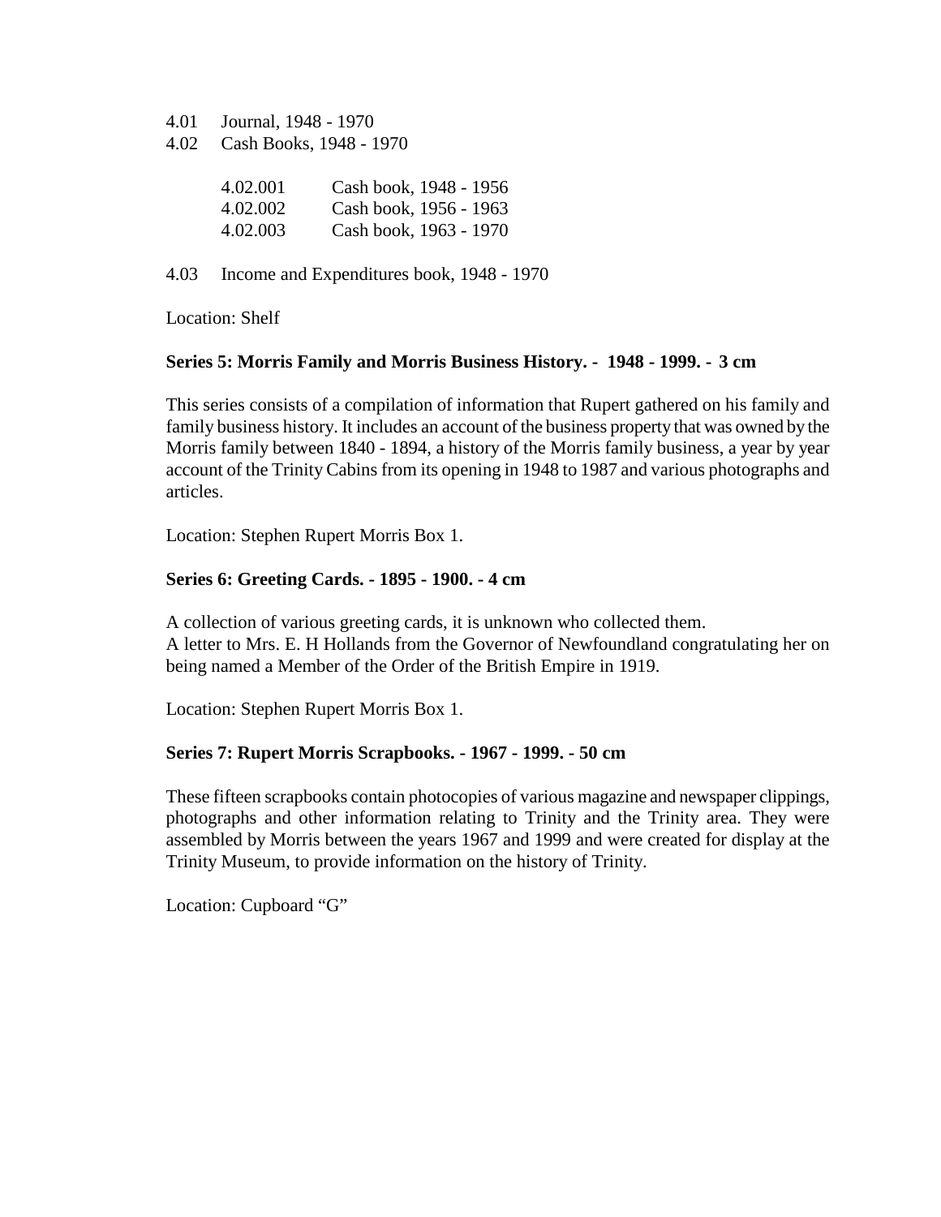4.01 Journal, 1948 - 1970

4.02 Cash Books, 1948 - 1970

- 4.02.001 Cash book, 1948 - 1956
- 4.02.002 Cash book, 1956 - 1963
- 4.02.003 Cash book, 1963 - 1970

4.03 Income and Expenditures book, 1948 - 1970

Location: Shelf

**Series 5: Morris Family and Morris Business History. - 1948 - 1999. - 3 cm**

This series consists of a compilation of information that Rupert gathered on his family and family business history. It includes an account of the business property that was owned by the Morris family between 1840 - 1894, a history of the Morris family business, a year by year account of the Trinity Cabins from its opening in 1948 to 1987 and various photographs and articles.

Location: Stephen Rupert Morris Box 1.

**Series 6: Greeting Cards. - 1895 - 1900. - 4 cm**

A collection of various greeting cards, it is unknown who collected them.
A letter to Mrs. E. H Hollands from the Governor of Newfoundland congratulating her on being named a Member of the Order of the British Empire in 1919.

Location: Stephen Rupert Morris Box 1.

**Series 7: Rupert Morris Scrapbooks. - 1967 - 1999. - 50 cm**

These fifteen scrapbooks contain photocopies of various magazine and newspaper clippings, photographs and other information relating to Trinity and the Trinity area. They were assembled by Morris between the years 1967 and 1999 and were created for display at the Trinity Museum, to provide information on the history of Trinity.

Location: Cupboard "G"